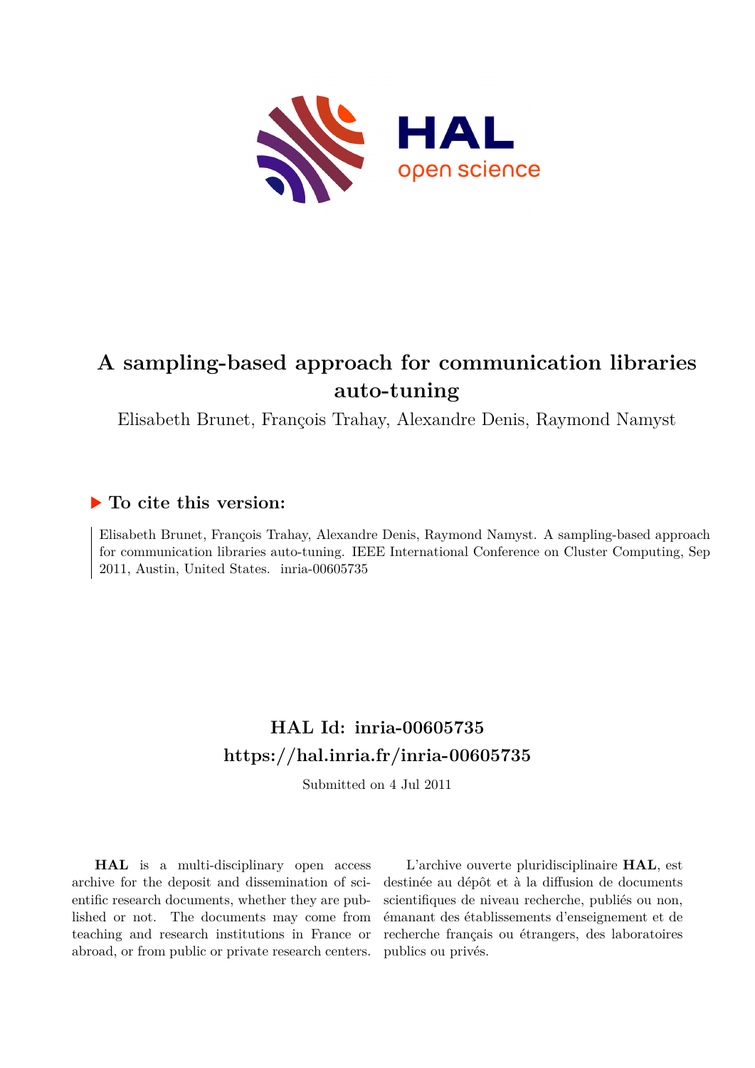# A sampling-based approach for communication libraries auto-tuning

Elisabeth Brunet, François Trahay, Alexandre Denis, Raymond Namyst

## ▶ To cite this version:

Elisabeth Brunet, François Trahay, Alexandre Denis, Raymond Namyst. A sampling-based approach for communication libraries auto-tuning. IEEE International Conference on Cluster Computing, Sep 2011, Austin, United States. inria-00605735

## HAL Id: inria-00605735

## https://hal.inria.fr/inria-00605735

Submitted on 4 Jul 2011

**HAL** is a multi-disciplinary open access archive for the deposit and dissemination of scientific research documents, whether they are published or not. The documents may come from teaching and research institutions in France or abroad, or from public or private research centers.

L'archive ouverte pluridisciplinaire **HAL**, est destinée au dépôt et à la diffusion de documents scientifiques de niveau recherche, publiés ou non, émanant des établissements d'enseignement et de recherche français ou étrangers, des laboratoires publics ou privés.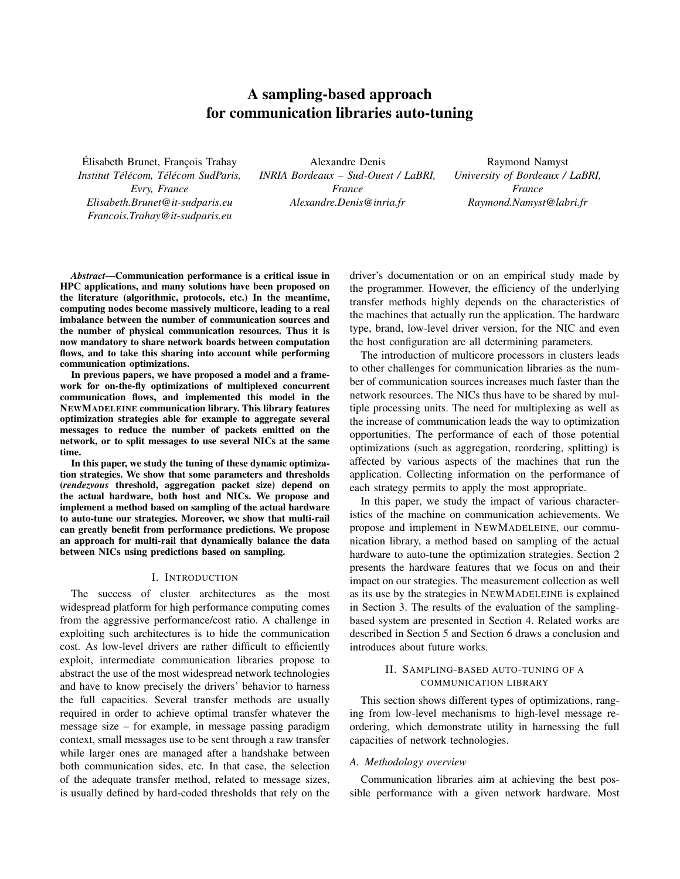# A sampling-based approach for communication libraries auto-tuning

Élisabeth Brunet, François Trahay
*Institut Télécom, Télécom SudParis, Evry, France*
*Elisabeth.Brunet@it-sudparis.eu*
*Francois.Trahay@it-sudparis.eu*

Alexandre Denis
*INRIA Bordeaux – Sud-Ouest / LaBRI, France*
*Alexandre.Denis@inria.fr*

Raymond Namyst
*University of Bordeaux / LaBRI, France*
*Raymond.Namyst@labri.fr*

***Abstract*—Communication performance is a critical issue in HPC applications, and many solutions have been proposed on the literature (algorithmic, protocols, etc.) In the meantime, computing nodes become massively multicore, leading to a real imbalance between the number of communication sources and the number of physical communication resources. Thus it is now mandatory to share network boards between computation flows, and to take this sharing into account while performing communication optimizations.**

**In previous papers, we have proposed a model and a framework for on-the-fly optimizations of multiplexed concurrent communication flows, and implemented this model in the NEWMADELEINE communication library. This library features optimization strategies able for example to aggregate several messages to reduce the number of packets emitted on the network, or to split messages to use several NICs at the same time.**

**In this paper, we study the tuning of these dynamic optimization strategies. We show that some parameters and thresholds (*rendezvous* threshold, aggregation packet size) depend on the actual hardware, both host and NICs. We propose and implement a method based on sampling of the actual hardware to auto-tune our strategies. Moreover, we show that multi-rail can greatly benefit from performance predictions. We propose an approach for multi-rail that dynamically balance the data between NICs using predictions based on sampling.**

## I. Introduction

The success of cluster architectures as the most widespread platform for high performance computing comes from the aggressive performance/cost ratio. A challenge in exploiting such architectures is to hide the communication cost. As low-level drivers are rather difficult to efficiently exploit, intermediate communication libraries propose to abstract the use of the most widespread network technologies and have to know precisely the drivers' behavior to harness the full capacities. Several transfer methods are usually required in order to achieve optimal transfer whatever the message size – for example, in message passing paradigm context, small messages use to be sent through a raw transfer while larger ones are managed after a handshake between both communication sides, etc. In that case, the selection of the adequate transfer method, related to message sizes, is usually defined by hard-coded thresholds that rely on the driver's documentation or on an empirical study made by the programmer. However, the efficiency of the underlying transfer methods highly depends on the characteristics of the machines that actually run the application. The hardware type, brand, low-level driver version, for the NIC and even the host configuration are all determining parameters.

The introduction of multicore processors in clusters leads to other challenges for communication libraries as the number of communication sources increases much faster than the network resources. The NICs thus have to be shared by multiple processing units. The need for multiplexing as well as the increase of communication leads the way to optimization opportunities. The performance of each of those potential optimizations (such as aggregation, reordering, splitting) is affected by various aspects of the machines that run the application. Collecting information on the performance of each strategy permits to apply the most appropriate.

In this paper, we study the impact of various characteristics of the machine on communication achievements. We propose and implement in NEWMADELEINE, our communication library, a method based on sampling of the actual hardware to auto-tune the optimization strategies. Section 2 presents the hardware features that we focus on and their impact on our strategies. The measurement collection as well as its use by the strategies in NEWMADELEINE is explained in Section 3. The results of the evaluation of the sampling-based system are presented in Section 4. Related works are described in Section 5 and Section 6 draws a conclusion and introduces about future works.

## II. Sampling-based auto-tuning of a communication library

This section shows different types of optimizations, ranging from low-level mechanisms to high-level message reordering, which demonstrate utility in harnessing the full capacities of network technologies.

### A. Methodology overview

Communication libraries aim at achieving the best possible performance with a given network hardware. Most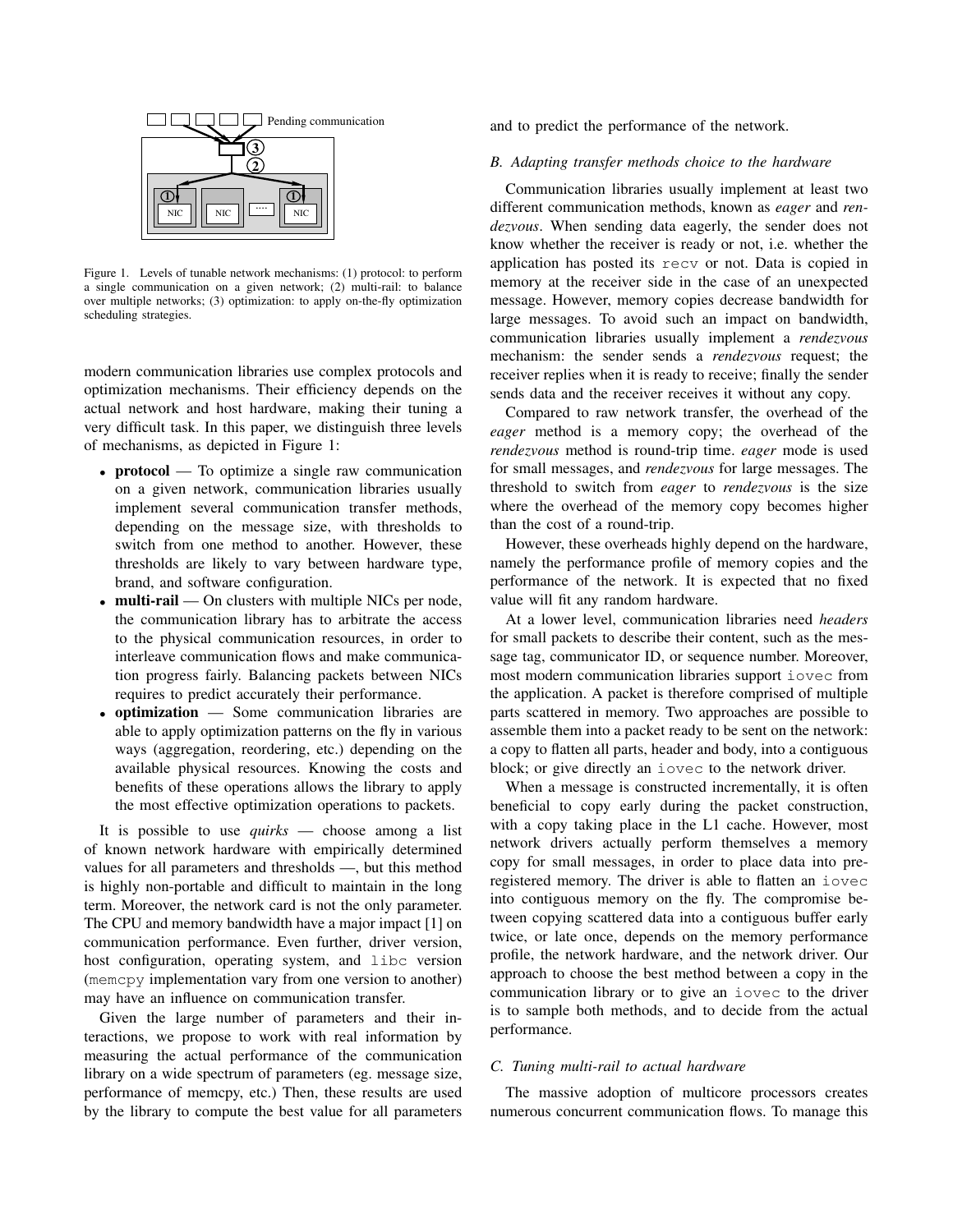Figure 1. Levels of tunable network mechanisms: (1) protocol: to perform a single communication on a given network; (2) multi-rail: to balance over multiple networks; (3) optimization: to apply on-the-fly optimization scheduling strategies.

modern communication libraries use complex protocols and optimization mechanisms. Their efficiency depends on the actual network and host hardware, making their tuning a very difficult task. In this paper, we distinguish three levels of mechanisms, as depicted in Figure 1:

- **protocol** — To optimize a single raw communication on a given network, communication libraries usually implement several communication transfer methods, depending on the message size, with thresholds to switch from one method to another. However, these thresholds are likely to vary between hardware type, brand, and software configuration.
- **multi-rail** — On clusters with multiple NICs per node, the communication library has to arbitrate the access to the physical communication resources, in order to interleave communication flows and make communication progress fairly. Balancing packets between NICs requires to predict accurately their performance.
- **optimization** — Some communication libraries are able to apply optimization patterns on the fly in various ways (aggregation, reordering, etc.) depending on the available physical resources. Knowing the costs and benefits of these operations allows the library to apply the most effective optimization operations to packets.

It is possible to use *quirks* — choose among a list of known network hardware with empirically determined values for all parameters and thresholds —, but this method is highly non-portable and difficult to maintain in the long term. Moreover, the network card is not the only parameter. The CPU and memory bandwidth have a major impact [1] on communication performance. Even further, driver version, host configuration, operating system, and `libc` version (`memcpy` implementation vary from one version to another) may have an influence on communication transfer.

Given the large number of parameters and their interactions, we propose to work with real information by measuring the actual performance of the communication library on a wide spectrum of parameters (eg. message size, performance of memcpy, etc.) Then, these results are used by the library to compute the best value for all parameters and to predict the performance of the network.

### B. Adapting transfer methods choice to the hardware

Communication libraries usually implement at least two different communication methods, known as *eager* and *rendezvous*. When sending data eagerly, the sender does not know whether the receiver is ready or not, i.e. whether the application has posted its `recv` or not. Data is copied in memory at the receiver side in the case of an unexpected message. However, memory copies decrease bandwidth for large messages. To avoid such an impact on bandwidth, communication libraries usually implement a *rendezvous* mechanism: the sender sends a *rendezvous* request; the receiver replies when it is ready to receive; finally the sender sends data and the receiver receives it without any copy.

Compared to raw network transfer, the overhead of the *eager* method is a memory copy; the overhead of the *rendezvous* method is round-trip time. *eager* mode is used for small messages, and *rendezvous* for large messages. The threshold to switch from *eager* to *rendezvous* is the size where the overhead of the memory copy becomes higher than the cost of a round-trip.

However, these overheads highly depend on the hardware, namely the performance profile of memory copies and the performance of the network. It is expected that no fixed value will fit any random hardware.

At a lower level, communication libraries need *headers* for small packets to describe their content, such as the message tag, communicator ID, or sequence number. Moreover, most modern communication libraries support `iovec` from the application. A packet is therefore comprised of multiple parts scattered in memory. Two approaches are possible to assemble them into a packet ready to be sent on the network: a copy to flatten all parts, header and body, into a contiguous block; or give directly an `iovec` to the network driver.

When a message is constructed incrementally, it is often beneficial to copy early during the packet construction, with a copy taking place in the L1 cache. However, most network drivers actually perform themselves a memory copy for small messages, in order to place data into preregistered memory. The driver is able to flatten an `iovec` into contiguous memory on the fly. The compromise between copying scattered data into a contiguous buffer early twice, or late once, depends on the memory performance profile, the network hardware, and the network driver. Our approach to choose the best method between a copy in the communication library or to give an `iovec` to the driver is to sample both methods, and to decide from the actual performance.

### C. Tuning multi-rail to actual hardware

The massive adoption of multicore processors creates numerous concurrent communication flows. To manage this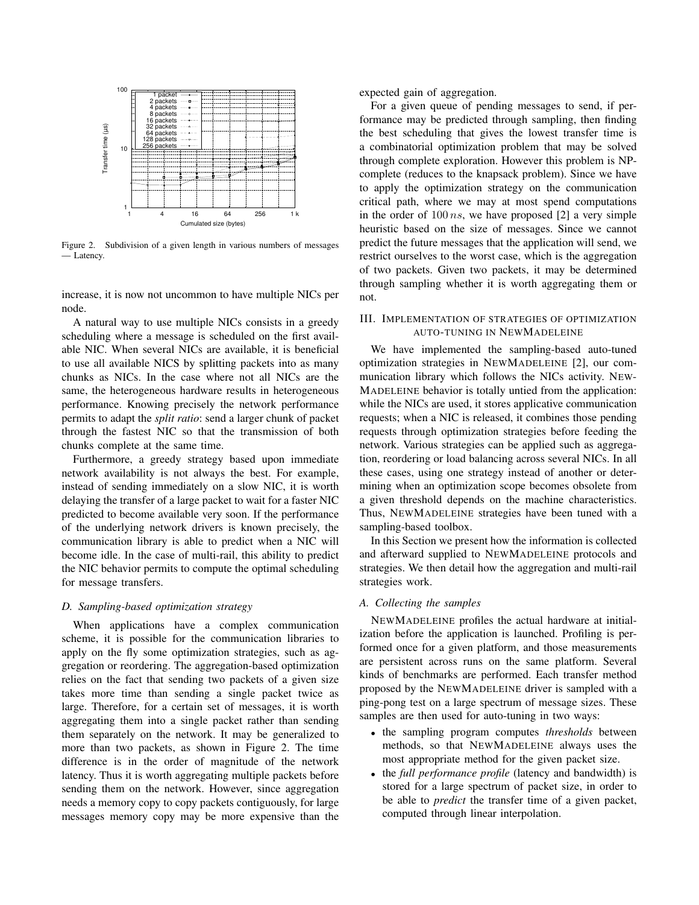Figure 2. Subdivision of a given length in various numbers of messages — Latency.

increase, it is now not uncommon to have multiple NICs per node.

A natural way to use multiple NICs consists in a greedy scheduling where a message is scheduled on the first available NIC. When several NICs are available, it is beneficial to use all available NICS by splitting packets into as many chunks as NICs. In the case where not all NICs are the same, the heterogeneous hardware results in heterogeneous performance. Knowing precisely the network performance permits to adapt the *split ratio*: send a larger chunk of packet through the fastest NIC so that the transmission of both chunks complete at the same time.

Furthermore, a greedy strategy based upon immediate network availability is not always the best. For example, instead of sending immediately on a slow NIC, it is worth delaying the transfer of a large packet to wait for a faster NIC predicted to become available very soon. If the performance of the underlying network drivers is known precisely, the communication library is able to predict when a NIC will become idle. In the case of multi-rail, this ability to predict the NIC behavior permits to compute the optimal scheduling for message transfers.

### *D. Sampling-based optimization strategy*

When applications have a complex communication scheme, it is possible for the communication libraries to apply on the fly some optimization strategies, such as aggregation or reordering. The aggregation-based optimization relies on the fact that sending two packets of a given size takes more time than sending a single packet twice as large. Therefore, for a certain set of messages, it is worth aggregating them into a single packet rather than sending them separately on the network. It may be generalized to more than two packets, as shown in Figure 2. The time difference is in the order of magnitude of the network latency. Thus it is worth aggregating multiple packets before sending them on the network. However, since aggregation needs a memory copy to copy packets contiguously, for large messages memory copy may be more expensive than the expected gain of aggregation.

For a given queue of pending messages to send, if performance may be predicted through sampling, then finding the best scheduling that gives the lowest transfer time is a combinatorial optimization problem that may be solved through complete exploration. However this problem is NP-complete (reduces to the knapsack problem). Since we have to apply the optimization strategy on the communication critical path, where we may at most spend computations in the order of $100\,ns$, we have proposed [2] a very simple heuristic based on the size of messages. Since we cannot predict the future messages that the application will send, we restrict ourselves to the worst case, which is the aggregation of two packets. Given two packets, it may be determined through sampling whether it is worth aggregating them or not.

## III. Implementation of strategies of optimization auto-tuning in NewMadeleine

We have implemented the sampling-based auto-tuned optimization strategies in NewMadeleine [2], our communication library which follows the NICs activity. NewMadeleine behavior is totally untied from the application: while the NICs are used, it stores applicative communication requests; when a NIC is released, it combines those pending requests through optimization strategies before feeding the network. Various strategies can be applied such as aggregation, reordering or load balancing across several NICs. In all these cases, using one strategy instead of another or determining when an optimization scope becomes obsolete from a given threshold depends on the machine characteristics. Thus, NewMadeleine strategies have been tuned with a sampling-based toolbox.

In this Section we present how the information is collected and afterward supplied to NewMadeleine protocols and strategies. We then detail how the aggregation and multi-rail strategies work.

### *A. Collecting the samples*

NewMadeleine profiles the actual hardware at initialization before the application is launched. Profiling is performed once for a given platform, and those measurements are persistent across runs on the same platform. Several kinds of benchmarks are performed. Each transfer method proposed by the NewMadeleine driver is sampled with a ping-pong test on a large spectrum of message sizes. These samples are then used for auto-tuning in two ways:

- the sampling program computes *thresholds* between methods, so that NewMadeleine always uses the most appropriate method for the given packet size.
- the *full performance profile* (latency and bandwidth) is stored for a large spectrum of packet size, in order to be able to *predict* the transfer time of a given packet, computed through linear interpolation.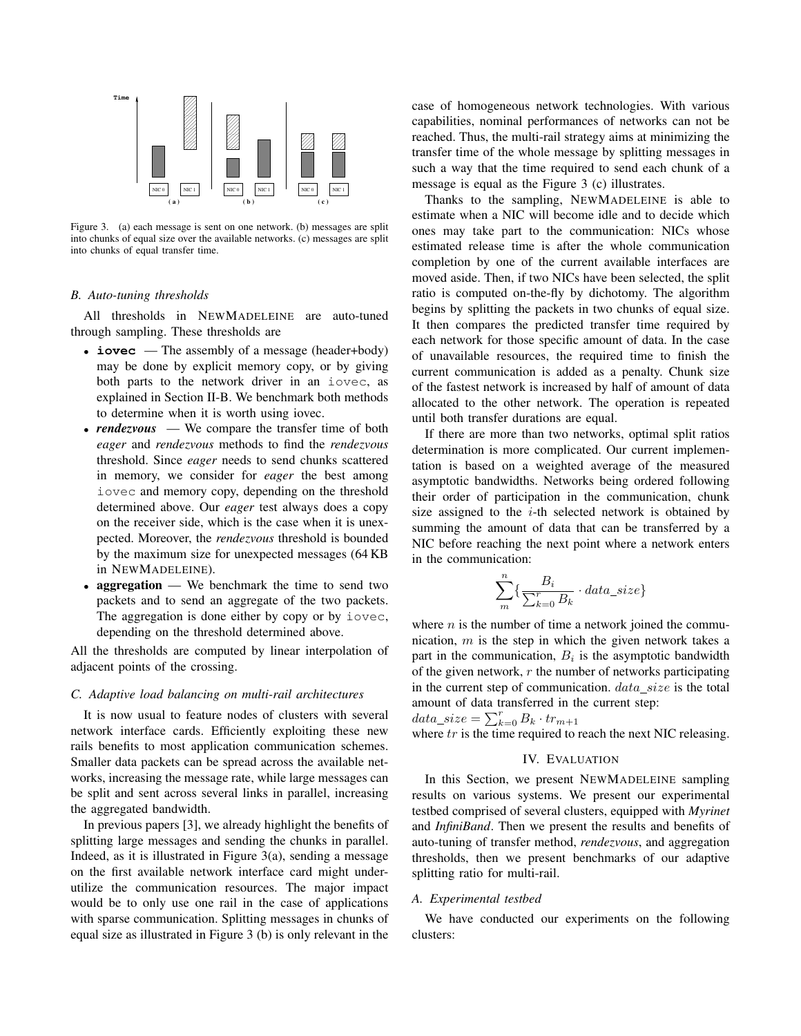Figure 3. (a) each message is sent on one network. (b) messages are split into chunks of equal size over the available networks. (c) messages are split into chunks of equal transfer time.

### B. Auto-tuning thresholds

All thresholds in NEWMADELEINE are auto-tuned through sampling. These thresholds are

- **iovec** — The assembly of a message (header+body) may be done by explicit memory copy, or by giving both parts to the network driver in an iovec, as explained in Section II-B. We benchmark both methods to determine when it is worth using iovec.
- ***rendezvous*** — We compare the transfer time of both *eager* and *rendezvous* methods to find the *rendezvous* threshold. Since *eager* needs to send chunks scattered in memory, we consider for *eager* the best among iovec and memory copy, depending on the threshold determined above. Our *eager* test always does a copy on the receiver side, which is the case when it is unexpected. Moreover, the *rendezvous* threshold is bounded by the maximum size for unexpected messages (64 KB in NEWMADELEINE).
- **aggregation** — We benchmark the time to send two packets and to send an aggregate of the two packets. The aggregation is done either by copy or by iovec, depending on the threshold determined above.

All the thresholds are computed by linear interpolation of adjacent points of the crossing.

### C. Adaptive load balancing on multi-rail architectures

It is now usual to feature nodes of clusters with several network interface cards. Efficiently exploiting these new rails benefits to most application communication schemes. Smaller data packets can be spread across the available networks, increasing the message rate, while large messages can be split and sent across several links in parallel, increasing the aggregated bandwidth.

In previous papers [3], we already highlight the benefits of splitting large messages and sending the chunks in parallel. Indeed, as it is illustrated in Figure 3(a), sending a message on the first available network interface card might underutilize the communication resources. The major impact would be to only use one rail in the case of applications with sparse communication. Splitting messages in chunks of equal size as illustrated in Figure 3 (b) is only relevant in the case of homogeneous network technologies. With various capabilities, nominal performances of networks can not be reached. Thus, the multi-rail strategy aims at minimizing the transfer time of the whole message by splitting messages in such a way that the time required to send each chunk of a message is equal as the Figure 3 (c) illustrates.

Thanks to the sampling, NEWMADELEINE is able to estimate when a NIC will become idle and to decide which ones may take part to the communication: NICs whose estimated release time is after the whole communication completion by one of the current available interfaces are moved aside. Then, if two NICs have been selected, the split ratio is computed on-the-fly by dichotomy. The algorithm begins by splitting the packets in two chunks of equal size. It then compares the predicted transfer time required by each network for those specific amount of data. In the case of unavailable resources, the required time to finish the current communication is added as a penalty. Chunk size of the fastest network is increased by half of amount of data allocated to the other network. The operation is repeated until both transfer durations are equal.

If there are more than two networks, optimal split ratios determination is more complicated. Our current implementation is based on a weighted average of the measured asymptotic bandwidths. Networks being ordered following their order of participation in the communication, chunk size assigned to the $i$-th selected network is obtained by summing the amount of data that can be transferred by a NIC before reaching the next point where a network enters in the communication:

$$\sum_{m}^{n}\left\{\frac{B_i}{\sum_{k=0}^{r} B_k} \cdot data\_size\right\}$$

where $n$ is the number of time a network joined the communication, $m$ is the step in which the given network takes a part in the communication, $B_i$ is the asymptotic bandwidth of the given network, $r$ the number of networks participating in the current step of communication. $data\_size$ is the total amount of data transferred in the current step: $data\_size = \sum_{k=0}^{r} B_k \cdot tr_{m+1}$
where $tr$ is the time required to reach the next NIC releasing.

## IV. EVALUATION

In this Section, we present NEWMADELEINE sampling results on various systems. We present our experimental testbed comprised of several clusters, equipped with *Myrinet* and *InfiniBand*. Then we present the results and benefits of auto-tuning of transfer method, *rendezvous*, and aggregation thresholds, then we present benchmarks of our adaptive splitting ratio for multi-rail.

### A. Experimental testbed

We have conducted our experiments on the following clusters: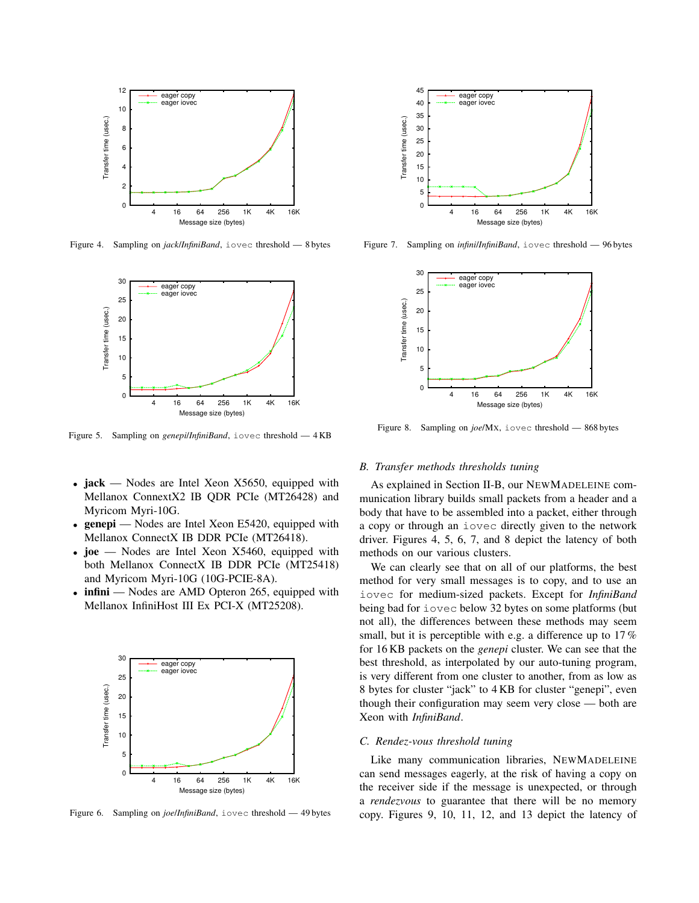Figure 4. Sampling on *jack*/*InfiniBand*, `iovec` threshold — 8 bytes

Figure 5. Sampling on *genepi*/*InfiniBand*, `iovec` threshold — 4 KB

- **jack** — Nodes are Intel Xeon X5650, equipped with Mellanox ConnextX2 IB QDR PCIe (MT26428) and Myricom Myri-10G.
- **genepi** — Nodes are Intel Xeon E5420, equipped with Mellanox ConnectX IB DDR PCIe (MT26418).
- **joe** — Nodes are Intel Xeon X5460, equipped with both Mellanox ConnectX IB DDR PCIe (MT25418) and Myricom Myri-10G (10G-PCIE-8A).
- **infini** — Nodes are AMD Opteron 265, equipped with Mellanox InfiniHost III Ex PCI-X (MT25208).

Figure 6. Sampling on *joe*/*InfiniBand*, `iovec` threshold — 49 bytes

Figure 7. Sampling on *infini*/*InfiniBand*, `iovec` threshold — 96 bytes

Figure 8. Sampling on *joe*/MX, `iovec` threshold — 868 bytes

### B. Transfer methods thresholds tuning

As explained in Section II-B, our NEWMADELEINE communication library builds small packets from a header and a body that have to be assembled into a packet, either through a copy or through an `iovec` directly given to the network driver. Figures 4, 5, 6, 7, and 8 depict the latency of both methods on our various clusters.

We can clearly see that on all of our platforms, the best method for very small messages is to copy, and to use an `iovec` for medium-sized packets. Except for *InfiniBand* being bad for `iovec` below 32 bytes on some platforms (but not all), the differences between these methods may seem small, but it is perceptible with e.g. a difference up to 17 % for 16 KB packets on the *genepi* cluster. We can see that the best threshold, as interpolated by our auto-tuning program, is very different from one cluster to another, from as low as 8 bytes for cluster "jack" to 4 KB for cluster "genepi", even though their configuration may seem very close — both are Xeon with *InfiniBand*.

### C. Rendez-vous threshold tuning

Like many communication libraries, NEWMADELEINE can send messages eagerly, at the risk of having a copy on the receiver side if the message is unexpected, or through a *rendezvous* to guarantee that there will be no memory copy. Figures 9, 10, 11, 12, and 13 depict the latency of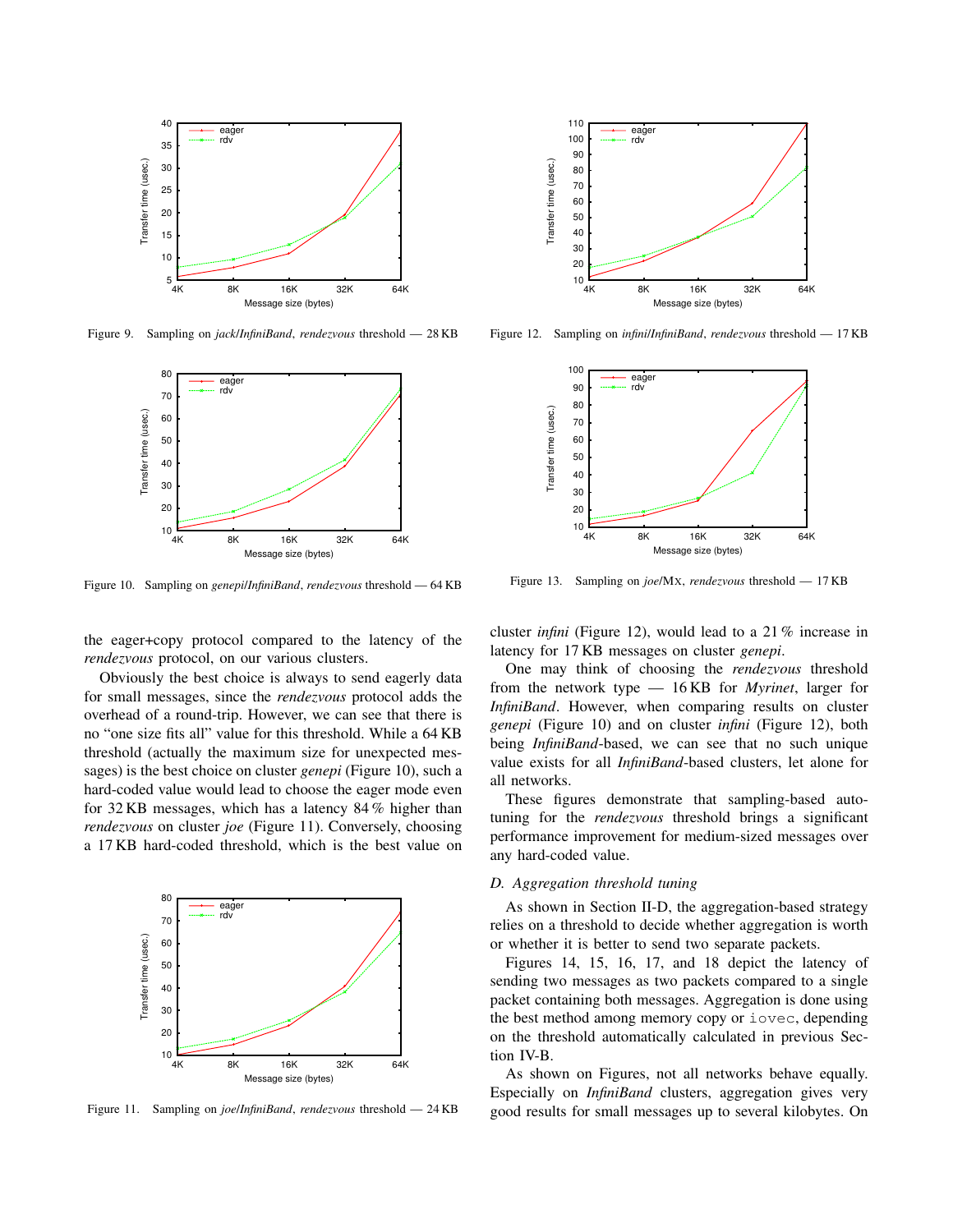Figure 9. Sampling on *jack*/*InfiniBand*, *rendezvous* threshold — 28 KB

Figure 10. Sampling on *genepi*/*InfiniBand*, *rendezvous* threshold — 64 KB

Figure 11. Sampling on *joe*/*InfiniBand*, *rendezvous* threshold — 24 KB

Figure 12. Sampling on *infini*/*InfiniBand*, *rendezvous* threshold — 17 KB

Figure 13. Sampling on *joe*/MX, *rendezvous* threshold — 17 KB

the eager+copy protocol compared to the latency of the *rendezvous* protocol, on our various clusters.

Obviously the best choice is always to send eagerly data for small messages, since the *rendezvous* protocol adds the overhead of a round-trip. However, we can see that there is no "one size fits all" value for this threshold. While a 64 KB threshold (actually the maximum size for unexpected messages) is the best choice on cluster *genepi* (Figure 10), such a hard-coded value would lead to choose the eager mode even for 32 KB messages, which has a latency 84 % higher than *rendezvous* on cluster *joe* (Figure 11). Conversely, choosing a 17 KB hard-coded threshold, which is the best value on cluster *infini* (Figure 12), would lead to a 21 % increase in latency for 17 KB messages on cluster *genepi*.

One may think of choosing the *rendezvous* threshold from the network type — 16 KB for *Myrinet*, larger for *InfiniBand*. However, when comparing results on cluster *genepi* (Figure 10) and on cluster *infini* (Figure 12), both being *InfiniBand*-based, we can see that no such unique value exists for all *InfiniBand*-based clusters, let alone for all networks.

These figures demonstrate that sampling-based auto-tuning for the *rendezvous* threshold brings a significant performance improvement for medium-sized messages over any hard-coded value.

### D. Aggregation threshold tuning

As shown in Section II-D, the aggregation-based strategy relies on a threshold to decide whether aggregation is worth or whether it is better to send two separate packets.

Figures 14, 15, 16, 17, and 18 depict the latency of sending two messages as two packets compared to a single packet containing both messages. Aggregation is done using the best method among memory copy or `iovec`, depending on the threshold automatically calculated in previous Section IV-B.

As shown on Figures, not all networks behave equally. Especially on *InfiniBand* clusters, aggregation gives very good results for small messages up to several kilobytes. On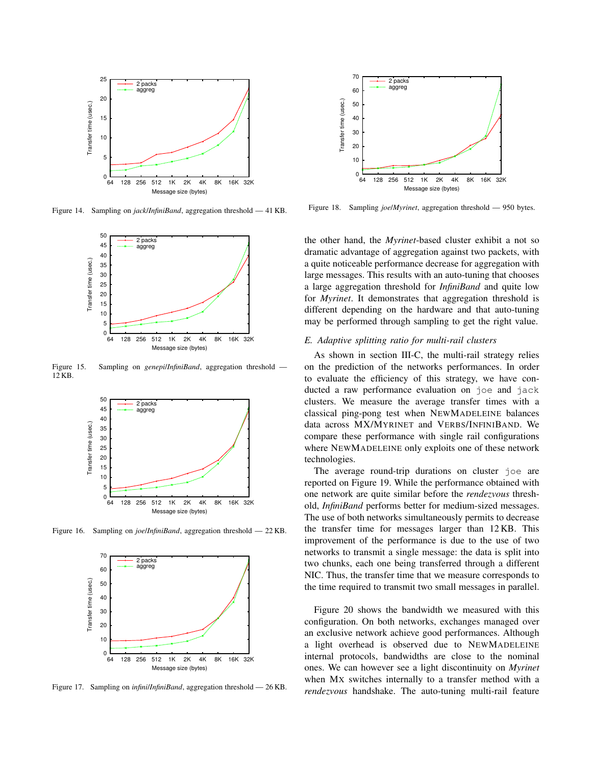Figure 14. Sampling on *jack*/*InfiniBand*, aggregation threshold — 41 KB.

Figure 15. Sampling on *genepi*/*InfiniBand*, aggregation threshold — 12 KB.

Figure 16. Sampling on *joe*/*InfiniBand*, aggregation threshold — 22 KB.

Figure 17. Sampling on *infini*/*InfiniBand*, aggregation threshold — 26 KB.

Figure 18. Sampling *joe*/*Myrinet*, aggregation threshold — 950 bytes.

the other hand, the *Myrinet*-based cluster exhibit a not so dramatic advantage of aggregation against two packets, with a quite noticeable performance decrease for aggregation with large messages. This results with an auto-tuning that chooses a large aggregation threshold for *InfiniBand* and quite low for *Myrinet*. It demonstrates that aggregation threshold is different depending on the hardware and that auto-tuning may be performed through sampling to get the right value.

### *E. Adaptive splitting ratio for multi-rail clusters*

As shown in section III-C, the multi-rail strategy relies on the prediction of the networks performances. In order to evaluate the efficiency of this strategy, we have conducted a raw performance evaluation on `joe` and `jack` clusters. We measure the average transfer times with a classical ping-pong test when NEWMADELEINE balances data across MX/MYRINET and VERBS/INFINIBAND. We compare these performance with single rail configurations where NEWMADELEINE only exploits one of these network technologies.

The average round-trip durations on cluster `joe` are reported on Figure 19. While the performance obtained with one network are quite similar before the *rendezvous* threshold, *InfiniBand* performs better for medium-sized messages. The use of both networks simultaneously permits to decrease the transfer time for messages larger than 12 KB. This improvement of the performance is due to the use of two networks to transmit a single message: the data is split into two chunks, each one being transferred through a different NIC. Thus, the transfer time that we measure corresponds to the time required to transmit two small messages in parallel.

Figure 20 shows the bandwidth we measured with this configuration. On both networks, exchanges managed over an exclusive network achieve good performances. Although a light overhead is observed due to NEWMADELEINE internal protocols, bandwidths are close to the nominal ones. We can however see a light discontinuity on *Myrinet* when MX switches internally to a transfer method with a *rendezvous* handshake. The auto-tuning multi-rail feature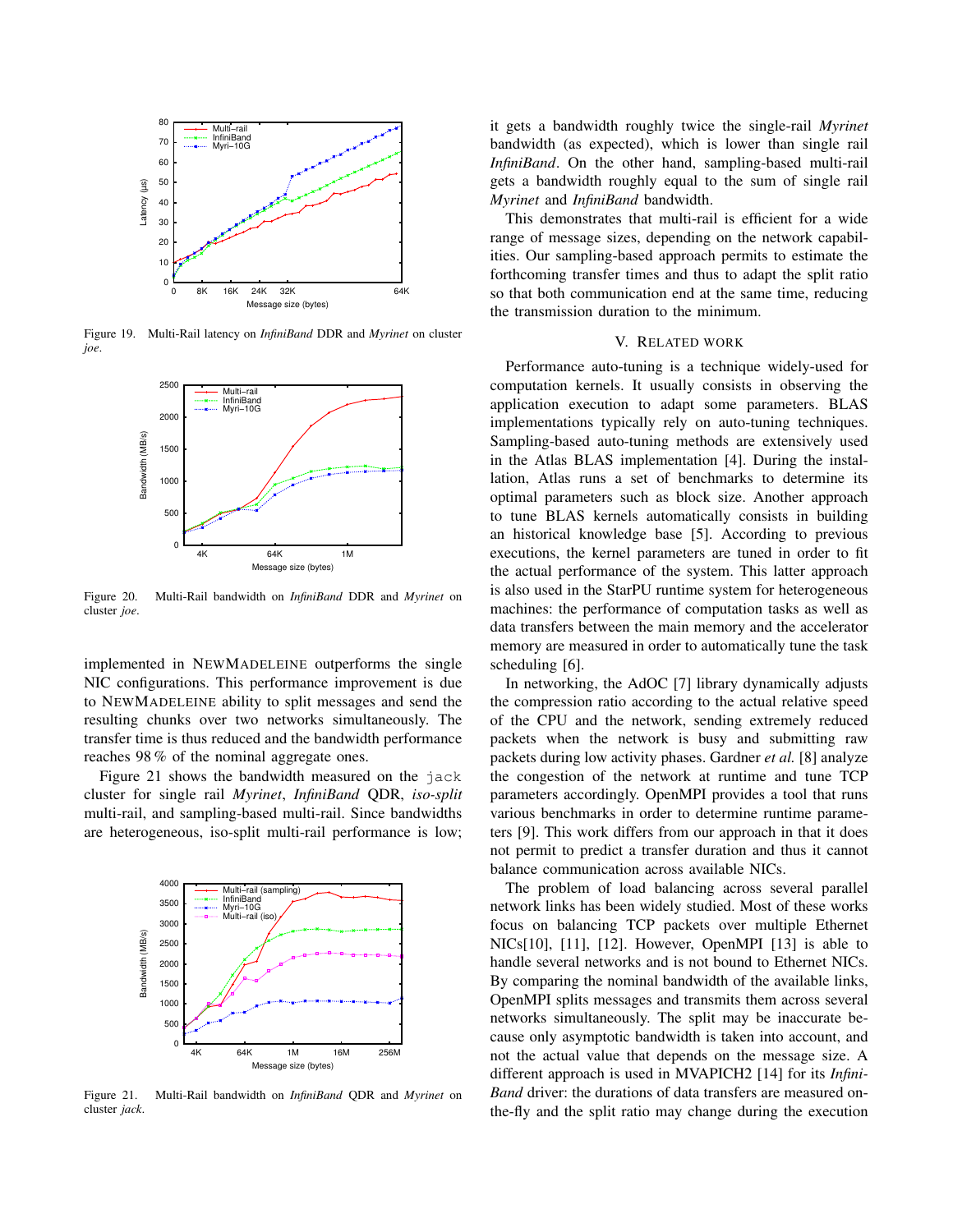Figure 19. Multi-Rail latency on *InfiniBand* DDR and *Myrinet* on cluster *joe*.

Figure 20. Multi-Rail bandwidth on *InfiniBand* DDR and *Myrinet* on cluster *joe*.

implemented in NEWMADELEINE outperforms the single NIC configurations. This performance improvement is due to NEWMADELEINE ability to split messages and send the resulting chunks over two networks simultaneously. The transfer time is thus reduced and the bandwidth performance reaches 98 % of the nominal aggregate ones.

Figure 21 shows the bandwidth measured on the `jack` cluster for single rail *Myrinet*, *InfiniBand* QDR, *iso-split* multi-rail, and sampling-based multi-rail. Since bandwidths are heterogeneous, iso-split multi-rail performance is low; it gets a bandwidth roughly twice the single-rail *Myrinet* bandwidth (as expected), which is lower than single rail *InfiniBand*. On the other hand, sampling-based multi-rail gets a bandwidth roughly equal to the sum of single rail *Myrinet* and *InfiniBand* bandwidth.

Figure 21. Multi-Rail bandwidth on *InfiniBand* QDR and *Myrinet* on cluster *jack*.

This demonstrates that multi-rail is efficient for a wide range of message sizes, depending on the network capabilities. Our sampling-based approach permits to estimate the forthcoming transfer times and thus to adapt the split ratio so that both communication end at the same time, reducing the transmission duration to the minimum.

## V. Related work

Performance auto-tuning is a technique widely-used for computation kernels. It usually consists in observing the application execution to adapt some parameters. BLAS implementations typically rely on auto-tuning techniques. Sampling-based auto-tuning methods are extensively used in the Atlas BLAS implementation [4]. During the installation, Atlas runs a set of benchmarks to determine its optimal parameters such as block size. Another approach to tune BLAS kernels automatically consists in building an historical knowledge base [5]. According to previous executions, the kernel parameters are tuned in order to fit the actual performance of the system. This latter approach is also used in the StarPU runtime system for heterogeneous machines: the performance of computation tasks as well as data transfers between the main memory and the accelerator memory are measured in order to automatically tune the task scheduling [6].

In networking, the AdOC [7] library dynamically adjusts the compression ratio according to the actual relative speed of the CPU and the network, sending extremely reduced packets when the network is busy and submitting raw packets during low activity phases. Gardner *et al.* [8] analyze the congestion of the network at runtime and tune TCP parameters accordingly. OpenMPI provides a tool that runs various benchmarks in order to determine runtime parameters [9]. This work differs from our approach in that it does not permit to predict a transfer duration and thus it cannot balance communication across available NICs.

The problem of load balancing across several parallel network links has been widely studied. Most of these works focus on balancing TCP packets over multiple Ethernet NICs[10], [11], [12]. However, OpenMPI [13] is able to handle several networks and is not bound to Ethernet NICs. By comparing the nominal bandwidth of the available links, OpenMPI splits messages and transmits them across several networks simultaneously. The split may be inaccurate because only asymptotic bandwidth is taken into account, and not the actual value that depends on the message size. A different approach is used in MVAPICH2 [14] for its *InfiniBand* driver: the durations of data transfers are measured on-the-fly and the split ratio may change during the execution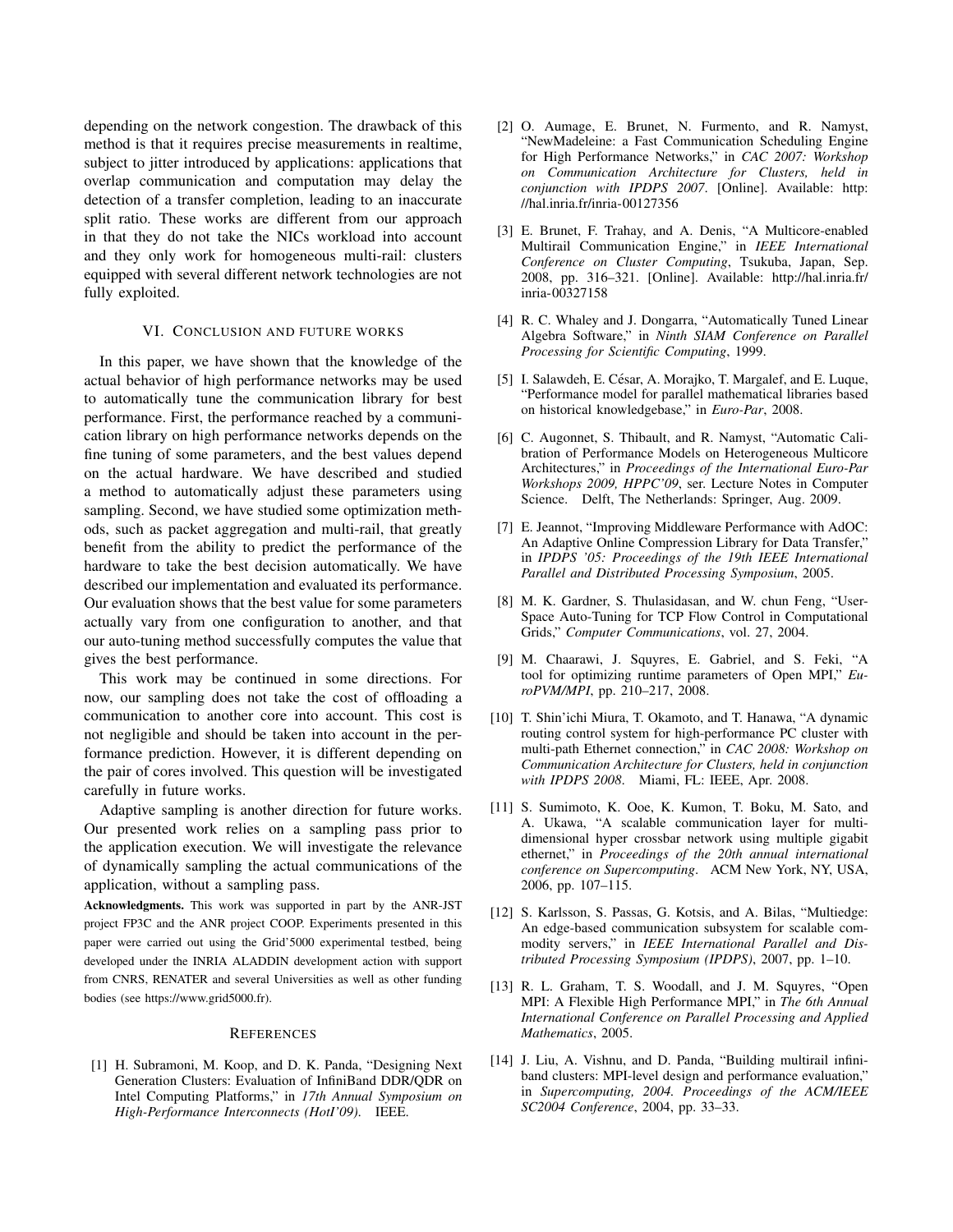depending on the network congestion. The drawback of this method is that it requires precise measurements in realtime, subject to jitter introduced by applications: applications that overlap communication and computation may delay the detection of a transfer completion, leading to an inaccurate split ratio. These works are different from our approach in that they do not take the NICs workload into account and they only work for homogeneous multi-rail: clusters equipped with several different network technologies are not fully exploited.

## VI. Conclusion and future works

In this paper, we have shown that the knowledge of the actual behavior of high performance networks may be used to automatically tune the communication library for best performance. First, the performance reached by a communication library on high performance networks depends on the fine tuning of some parameters, and the best values depend on the actual hardware. We have described and studied a method to automatically adjust these parameters using sampling. Second, we have studied some optimization methods, such as packet aggregation and multi-rail, that greatly benefit from the ability to predict the performance of the hardware to take the best decision automatically. We have described our implementation and evaluated its performance. Our evaluation shows that the best value for some parameters actually vary from one configuration to another, and that our auto-tuning method successfully computes the value that gives the best performance.

This work may be continued in some directions. For now, our sampling does not take the cost of offloading a communication to another core into account. This cost is not negligible and should be taken into account in the performance prediction. However, it is different depending on the pair of cores involved. This question will be investigated carefully in future works.

Adaptive sampling is another direction for future works. Our presented work relies on a sampling pass prior to the application execution. We will investigate the relevance of dynamically sampling the actual communications of the application, without a sampling pass.

**Acknowledgments.** This work was supported in part by the ANR-JST project FP3C and the ANR project COOP. Experiments presented in this paper were carried out using the Grid'5000 experimental testbed, being developed under the INRIA ALADDIN development action with support from CNRS, RENATER and several Universities as well as other funding bodies (see https://www.grid5000.fr).

## References

[1] H. Subramoni, M. Koop, and D. K. Panda, "Designing Next Generation Clusters: Evaluation of InfiniBand DDR/QDR on Intel Computing Platforms," in *17th Annual Symposium on High-Performance Interconnects (HotI'09)*. IEEE.

[2] O. Aumage, E. Brunet, N. Furmento, and R. Namyst, "NewMadeleine: a Fast Communication Scheduling Engine for High Performance Networks," in *CAC 2007: Workshop on Communication Architecture for Clusters, held in conjunction with IPDPS 2007*. [Online]. Available: http://hal.inria.fr/inria-00127356

[3] E. Brunet, F. Trahay, and A. Denis, "A Multicore-enabled Multirail Communication Engine," in *IEEE International Conference on Cluster Computing*, Tsukuba, Japan, Sep. 2008, pp. 316–321. [Online]. Available: http://hal.inria.fr/inria-00327158

[4] R. C. Whaley and J. Dongarra, "Automatically Tuned Linear Algebra Software," in *Ninth SIAM Conference on Parallel Processing for Scientific Computing*, 1999.

[5] I. Salawdeh, E. César, A. Morajko, T. Margalef, and E. Luque, "Performance model for parallel mathematical libraries based on historical knowledgebase," in *Euro-Par*, 2008.

[6] C. Augonnet, S. Thibault, and R. Namyst, "Automatic Calibration of Performance Models on Heterogeneous Multicore Architectures," in *Proceedings of the International Euro-Par Workshops 2009, HPPC'09*, ser. Lecture Notes in Computer Science. Delft, The Netherlands: Springer, Aug. 2009.

[7] E. Jeannot, "Improving Middleware Performance with AdOC: An Adaptive Online Compression Library for Data Transfer," in *IPDPS '05: Proceedings of the 19th IEEE International Parallel and Distributed Processing Symposium*, 2005.

[8] M. K. Gardner, S. Thulasidasan, and W. chun Feng, "User-Space Auto-Tuning for TCP Flow Control in Computational Grids," *Computer Communications*, vol. 27, 2004.

[9] M. Chaarawi, J. Squyres, E. Gabriel, and S. Feki, "A tool for optimizing runtime parameters of Open MPI," *EuroPVM/MPI*, pp. 210–217, 2008.

[10] T. Shin'ichi Miura, T. Okamoto, and T. Hanawa, "A dynamic routing control system for high-performance PC cluster with multi-path Ethernet connection," in *CAC 2008: Workshop on Communication Architecture for Clusters, held in conjunction with IPDPS 2008*. Miami, FL: IEEE, Apr. 2008.

[11] S. Sumimoto, K. Ooe, K. Kumon, T. Boku, M. Sato, and A. Ukawa, "A scalable communication layer for multi-dimensional hyper crossbar network using multiple gigabit ethernet," in *Proceedings of the 20th annual international conference on Supercomputing*. ACM New York, NY, USA, 2006, pp. 107–115.

[12] S. Karlsson, S. Passas, G. Kotsis, and A. Bilas, "Multiedge: An edge-based communication subsystem for scalable commodity servers," in *IEEE International Parallel and Distributed Processing Symposium (IPDPS)*, 2007, pp. 1–10.

[13] R. L. Graham, T. S. Woodall, and J. M. Squyres, "Open MPI: A Flexible High Performance MPI," in *The 6th Annual International Conference on Parallel Processing and Applied Mathematics*, 2005.

[14] J. Liu, A. Vishnu, and D. Panda, "Building multirail infiniband clusters: MPI-level design and performance evaluation," in *Supercomputing, 2004. Proceedings of the ACM/IEEE SC2004 Conference*, 2004, pp. 33–33.